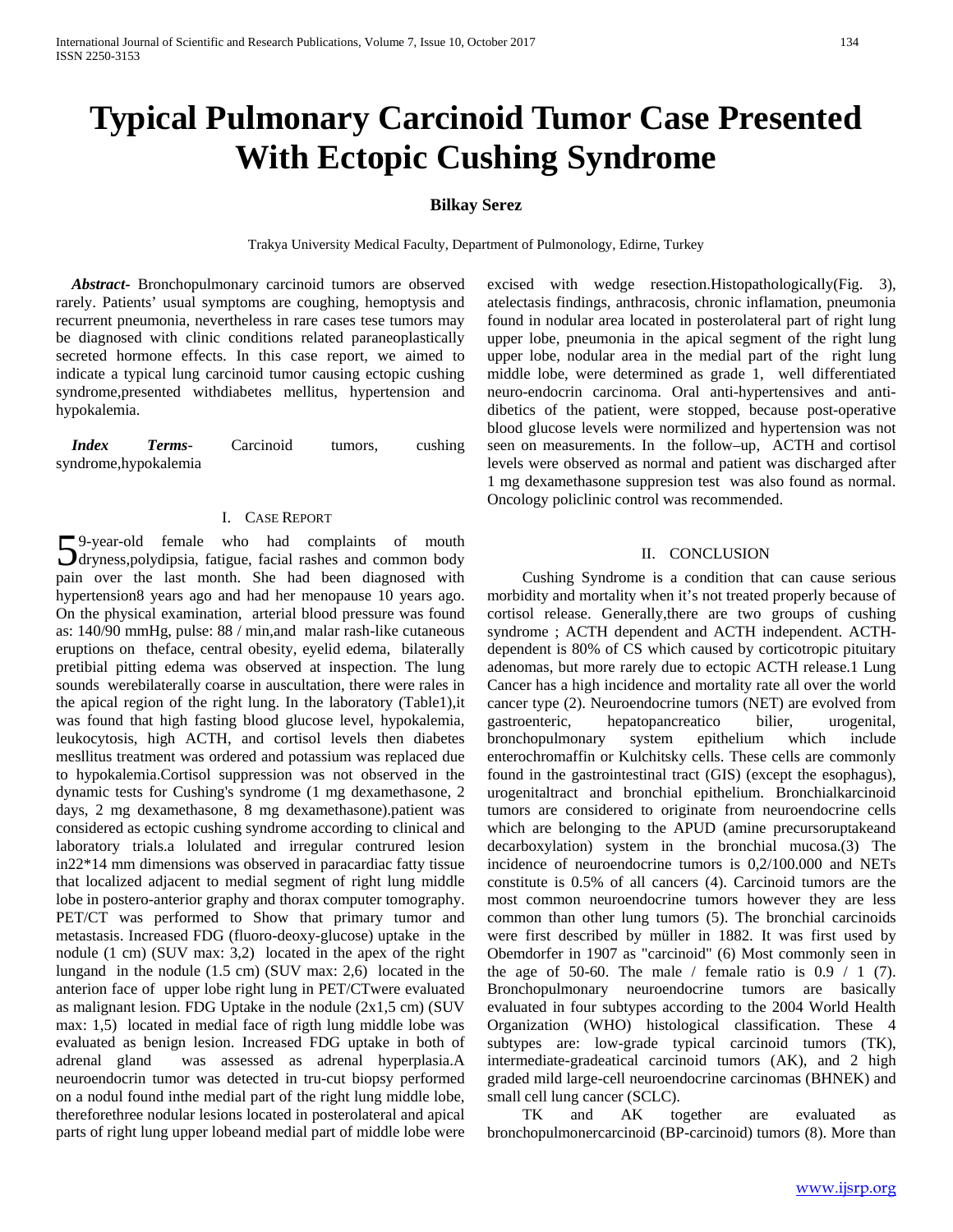# Typical Pulmonary Carcinoid Tumor Case Presented With Ectopic Cushing Syndrome

**Bilkay Serez**

Trakya University Medical Faculty, Department of Pulmonology, Edirne, Turkey

***Abstract***- Bronchopulmonary carcinoid tumors are observed rarely. Patients' usual symptoms are coughing, hemoptysis and recurrent pneumonia, nevertheless in rare cases tese tumors may be diagnosed with clinic conditions related paraneoplastically secreted hormone effects. In this case report, we aimed to indicate a typical lung carcinoid tumor causing ectopic cushing syndrome,presented withdiabetes mellitus, hypertension and hypokalemia.

***Index Terms***- Carcinoid tumors, cushing syndrome,hypokalemia

## I. Case Report

59-year-old female who had complaints of mouth dryness,polydipsia, fatigue, facial rashes and common body pain over the last month. She had been diagnosed with hypertension8 years ago and had her menopause 10 years ago. On the physical examination, arterial blood pressure was found as: 140/90 mmHg, pulse: 88 / min,and malar rash-like cutaneous eruptions on theface, central obesity, eyelid edema, bilaterally pretibial pitting edema was observed at inspection. The lung sounds werebilaterally coarse in auscultation, there were rales in the apical region of the right lung. In the laboratory (Table1),it was found that high fasting blood glucose level, hypokalemia, leukocytosis, high ACTH, and cortisol levels then diabetes mesllitus treatment was ordered and potassium was replaced due to hypokalemia.Cortisol suppression was not observed in the dynamic tests for Cushing's syndrome (1 mg dexamethasone, 2 days, 2 mg dexamethasone, 8 mg dexamethasone).patient was considered as ectopic cushing syndrome according to clinical and laboratory trials.a lolulated and irregular contrured lesion in22*14 mm dimensions was observed in paracardiac fatty tissue that localized adjacent to medial segment of right lung middle lobe in postero-anterior graphy and thorax computer tomography. PET/CT was performed to Show that primary tumor and metastasis. Increased FDG (fluoro-deoxy-glucose) uptake in the nodule (1 cm) (SUV max: 3,2) located in the apex of the right lungand in the nodule (1.5 cm) (SUV max: 2,6) located in the anterion face of upper lobe right lung in PET/CTwere evaluated as malignant lesion. FDG Uptake in the nodule (2x1,5 cm) (SUV max: 1,5) located in medial face of rigth lung middle lobe was evaluated as benign lesion. Increased FDG uptake in both of adrenal gland was assessed as adrenal hyperplasia.A neuroendocrin tumor was detected in tru-cut biopsy performed on a nodul found inthe medial part of the right lung middle lobe, thereforethree nodular lesions located in posterolateral and apical parts of right lung upper lobeand medial part of middle lobe were excised with wedge resection.Histopathologically(Fig. 3), atelectasis findings, anthracosis, chronic inflamation, pneumonia found in nodular area located in posterolateral part of right lung upper lobe, pneumonia in the apical segment of the right lung upper lobe, nodular area in the medial part of the right lung middle lobe, were determined as grade 1, well differentiated neuro-endocrin carcinoma. Oral anti-hypertensives and anti-dibetics of the patient, were stopped, because post-operative blood glucose levels were normilized and hypertension was not seen on measurements. In the follow–up, ACTH and cortisol levels were observed as normal and patient was discharged after 1 mg dexamethasone suppresion test was also found as normal. Oncology policlinic control was recommended.

## II. Conclusion

Cushing Syndrome is a condition that can cause serious morbidity and mortality when it's not treated properly because of cortisol release. Generally,there are two groups of cushing syndrome ; ACTH dependent and ACTH independent. ACTH-dependent is 80% of CS which caused by corticotropic pituitary adenomas, but more rarely due to ectopic ACTH release.1 Lung Cancer has a high incidence and mortality rate all over the world cancer type (2). Neuroendocrine tumors (NET) are evolved from gastroenteric, hepatopancreatico bilier, urogenital, bronchopulmonary system epithelium which include enterochromaffin or Kulchitsky cells. These cells are commonly found in the gastrointestinal tract (GIS) (except the esophagus), urogenitaltract and bronchial epithelium. Bronchialkarcinoid tumors are considered to originate from neuroendocrine cells which are belonging to the APUD (amine precursoruptakeand decarboxylation) system in the bronchial mucosa.(3) The incidence of neuroendocrine tumors is 0,2/100.000 and NETs constitute is 0.5% of all cancers (4). Carcinoid tumors are the most common neuroendocrine tumors however they are less common than other lung tumors (5). The bronchial carcinoids were first described by müller in 1882. It was first used by Obemdorfer in 1907 as "carcinoid" (6) Most commonly seen in the age of 50-60. The male / female ratio is 0.9 / 1 (7). Bronchopulmonary neuroendocrine tumors are basically evaluated in four subtypes according to the 2004 World Health Organization (WHO) histological classification. These 4 subtypes are: low-grade typical carcinoid tumors (TK), intermediate-gradeatical carcinoid tumors (AK), and 2 high graded mild large-cell neuroendocrine carcinomas (BHNEK) and small cell lung cancer (SCLC).

TK and AK together are evaluated as bronchopulmonercarcinoid (BP-carcinoid) tumors (8). More than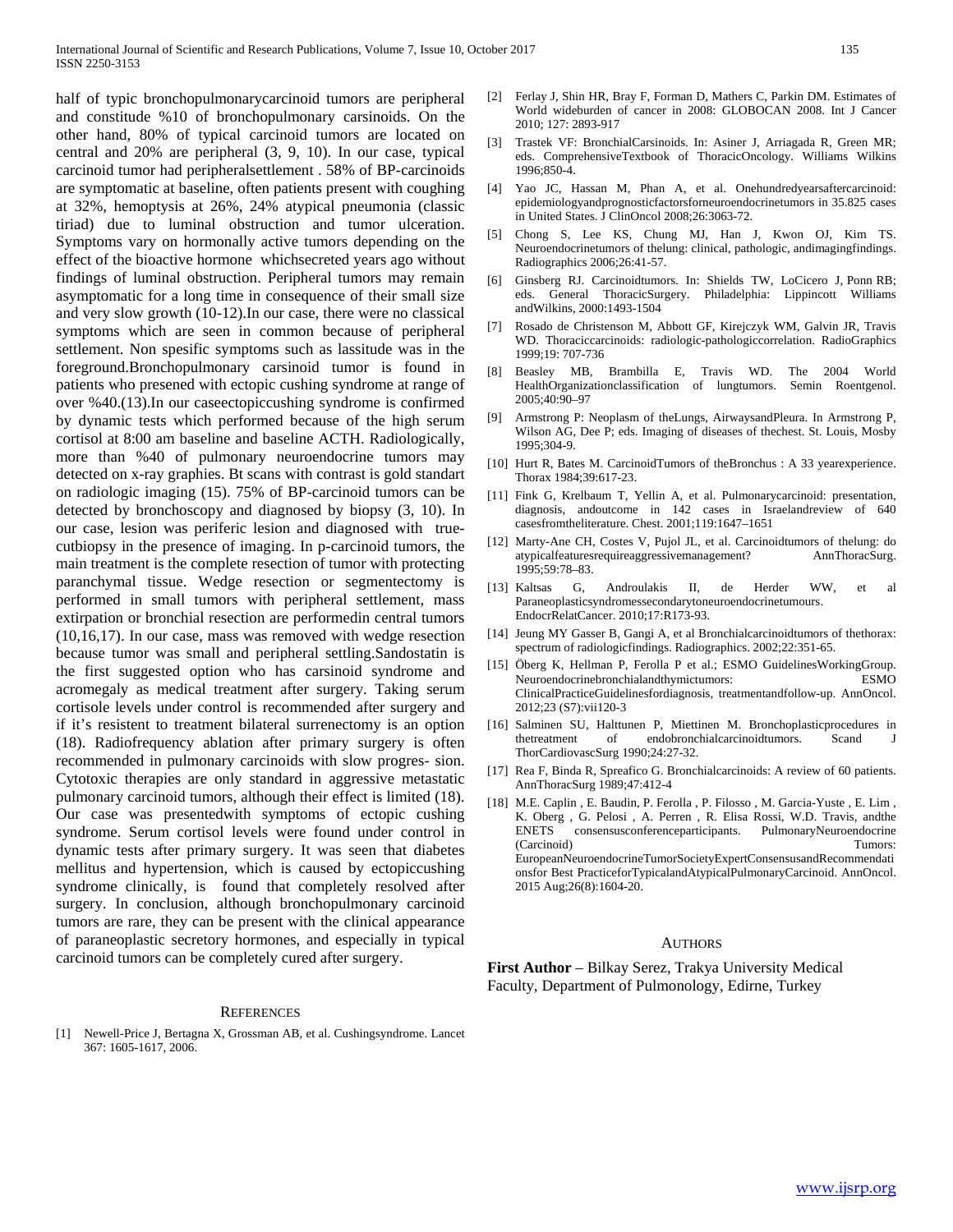half of typic bronchopulmonarycarcinoid tumors are peripheral and constitude %10 of bronchopulmonary carsinoids. On the other hand, 80% of typical carcinoid tumors are located on central and 20% are peripheral (3, 9, 10). In our case, typical carcinoid tumor had peripheralsettlement . 58% of BP-carcinoids are symptomatic at baseline, often patients present with coughing at 32%, hemoptysis at 26%, 24% atypical pneumonia (classic tiriad) due to luminal obstruction and tumor ulceration. Symptoms vary on hormonally active tumors depending on the effect of the bioactive hormone whichsecreted years ago without findings of luminal obstruction. Peripheral tumors may remain asymptomatic for a long time in consequence of their small size and very slow growth (10-12).In our case, there were no classical symptoms which are seen in common because of peripheral settlement. Non spesific symptoms such as lassitude was in the foreground.Bronchopulmonary carsinoid tumor is found in patients who presened with ectopic cushing syndrome at range of over %40.(13).In our caseectopiccushing syndrome is confirmed by dynamic tests which performed because of the high serum cortisol at 8:00 am baseline and baseline ACTH. Radiologically, more than %40 of pulmonary neuroendocrine tumors may detected on x-ray graphies. Bt scans with contrast is gold standart on radiologic imaging (15). 75% of BP-carcinoid tumors can be detected by bronchoscopy and diagnosed by biopsy (3, 10). In our case, lesion was periferic lesion and diagnosed with truecutbiopsy in the presence of imaging. In p-carcinoid tumors, the main treatment is the complete resection of tumor with protecting paranchymal tissue. Wedge resection or segmentectomy is performed in small tumors with peripheral settlement, mass extirpation or bronchial resection are performedin central tumors (10,16,17). In our case, mass was removed with wedge resection because tumor was small and peripheral settling.Sandostatin is the first suggested option who has carsinoid syndrome and acromegaly as medical treatment after surgery. Taking serum cortisole levels under control is recommended after surgery and if it's resistent to treatment bilateral surrenectomy is an option (18). Radiofrequency ablation after primary surgery is often recommended in pulmonary carcinoids with slow progres- sion. Cytotoxic therapies are only standard in aggressive metastatic pulmonary carcinoid tumors, although their effect is limited (18). Our case was presentedwith symptoms of ectopic cushing syndrome. Serum cortisol levels were found under control in dynamic tests after primary surgery. It was seen that diabetes mellitus and hypertension, which is caused by ectopiccushing syndrome clinically, is found that completely resolved after surgery. In conclusion, although bronchopulmonary carcinoid tumors are rare, they can be present with the clinical appearance of paraneoplastic secretory hormones, and especially in typical carcinoid tumors can be completely cured after surgery.

## References

[1] Newell-Price J, Bertagna X, Grossman AB, et al. Cushingsyndrome. Lancet 367: 1605-1617, 2006.

[2] Ferlay J, Shin HR, Bray F, Forman D, Mathers C, Parkin DM. Estimates of World wideburden of cancer in 2008: GLOBOCAN 2008. Int J Cancer 2010; 127: 2893-917

[3] Trastek VF: BronchialCarsinoids. In: Asiner J, Arriagada R, Green MR; eds. ComprehensiveTextbook of ThoracicOncology. Williams Wilkins 1996;850-4.

[4] Yao JC, Hassan M, Phan A, et al. Onehundredyearsaftercarcinoid: epidemiologyandprognosticfactorsforneuroendocrinetumors in 35.825 cases in United States. J ClinOncol 2008;26:3063-72.

[5] Chong S, Lee KS, Chung MJ, Han J, Kwon OJ, Kim TS. Neuroendocrinetumors of thelung: clinical, pathologic, andimagingfindings. Radiographics 2006;26:41-57.

[6] Ginsberg RJ. Carcinoidtumors. In: Shields TW, LoCicero J, Ponn RB; eds. General ThoracicSurgery. Philadelphia: Lippincott Williams andWilkins, 2000:1493-1504

[7] Rosado de Christenson M, Abbott GF, Kirejczyk WM, Galvin JR, Travis WD. Thoraciccarcinoids: radiologic-pathologiccorrelation. RadioGraphics 1999;19: 707-736

[8] Beasley MB, Brambilla E, Travis WD. The 2004 World HealthOrganizationclassification of lungtumors. Semin Roentgenol. 2005;40:90–97

[9] Armstrong P: Neoplasm of theLungs, AirwaysandPleura. In Armstrong P, Wilson AG, Dee P; eds. Imaging of diseases of thechest. St. Louis, Mosby 1995;304-9.

[10] Hurt R, Bates M. CarcinoidTumors of theBronchus : A 33 yearexperience. Thorax 1984;39:617-23.

[11] Fink G, Krelbaum T, Yellin A, et al. Pulmonarycarcinoid: presentation, diagnosis, andoutcome in 142 cases in Israelandreview of 640 casesfromtheliterature. Chest. 2001;119:1647–1651

[12] Marty-Ane CH, Costes V, Pujol JL, et al. Carcinoidtumors of thelung: do atypicalfeaturesrequireaggressivemanagement? AnnThoracSurg. 1995;59:78–83.

[13] Kaltsas G, Androulakis II, de Herder WW, et al Paraneoplasticsyndromessecondarytoneuroendocrinetumours. EndocrRelatCancer. 2010;17:R173-93.

[14] Jeung MY Gasser B, Gangi A, et al Bronchialcarcinoidtumors of thethorax: spectrum of radiologicfindings. Radiographics. 2002;22:351-65.

[15] Öberg K, Hellman P, Ferolla P et al.; ESMO GuidelinesWorkingGroup. Neuroendocrinebronchialandthymictumors: ESMO ClinicalPracticeGuidelinesfordiagnosis, treatmentandfollow-up. AnnOncol. 2012;23 (S7):vii120-3

[16] Salminen SU, Halttunen P, Miettinen M. Bronchoplasticprocedures in thetreatment of endobronchialcarcinoidtumors. Scand J ThorCardiovascSurg 1990;24:27-32.

[17] Rea F, Binda R, Spreafico G. Bronchialcarcinoids: A review of 60 patients. AnnThoracSurg 1989;47:412-4

[18] M.E. Caplin , E. Baudin, P. Ferolla , P. Filosso , M. Garcia-Yuste , E. Lim , K. Oberg , G. Pelosi , A. Perren , R. Elisa Rossi, W.D. Travis, andthe ENETS consensusconferenceparticipants. PulmonaryNeuroendocrine (Carcinoid) Tumors: EuropeanNeuroendocrineTumorSocietyExpertConsensusandRecommendationsfor Best PracticeforTypicalandAtypicalPulmonaryCarcinoid. AnnOncol. 2015 Aug;26(8):1604-20.

## Authors

**First Author** – Bilkay Serez, Trakya University Medical Faculty, Department of Pulmonology, Edirne, Turkey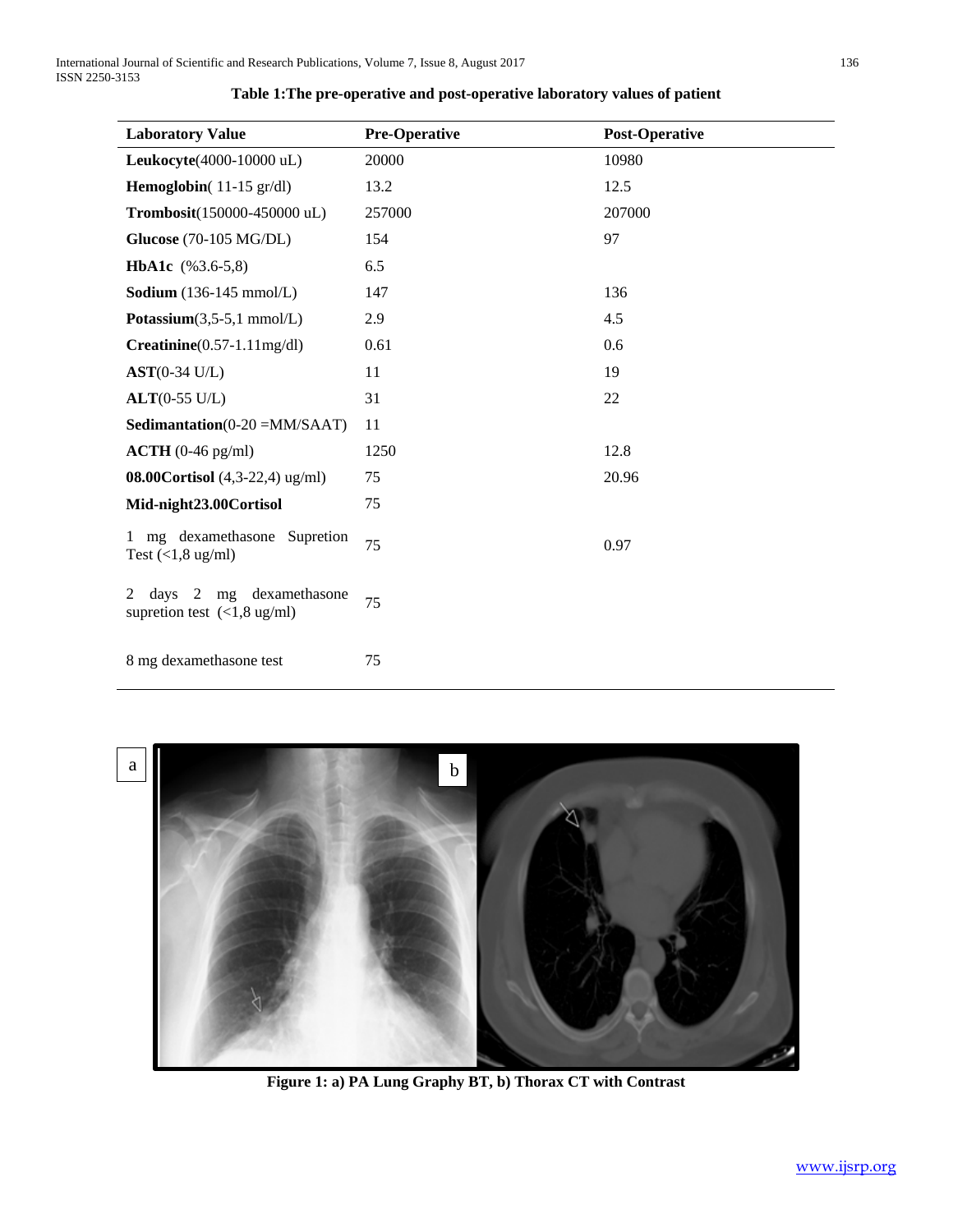**Table 1:The pre-operative and post-operative laboratory values of patient**

| Laboratory Value | Pre-Operative | Post-Operative |
|---|---|---|
| **Leukocyte**(4000-10000 uL) | 20000 | 10980 |
| **Hemoglobin**( 11-15 gr/dl) | 13.2 | 12.5 |
| **Trombosit**(150000-450000 uL) | 257000 | 207000 |
| **Glucose** (70-105 MG/DL) | 154 | 97 |
| **HbA1c** (%3.6-5,8) | 6.5 | |
| **Sodium** (136-145 mmol/L) | 147 | 136 |
| **Potassium**(3,5-5,1 mmol/L) | 2.9 | 4.5 |
| **Creatinine**(0.57-1.11mg/dl) | 0.61 | 0.6 |
| **AST**(0-34 U/L) | 11 | 19 |
| **ALT**(0-55 U/L) | 31 | 22 |
| **Sedimantation**(0-20 =MM/SAAT) | 11 | |
| **ACTH** (0-46 pg/ml) | 1250 | 12.8 |
| **08.00Cortisol** (4,3-22,4) ug/ml) | 75 | 20.96 |
| **Mid-night23.00Cortisol** | 75 | |
| 1 mg dexamethasone Supretion Test (<1,8 ug/ml) | 75 | 0.97 |
| 2 days 2 mg dexamethasone supretion test (<1,8 ug/ml) | 75 | |
| 8 mg dexamethasone test | 75 | |

**Figure 1: a) PA Lung Graphy BT, b) Thorax CT with Contrast**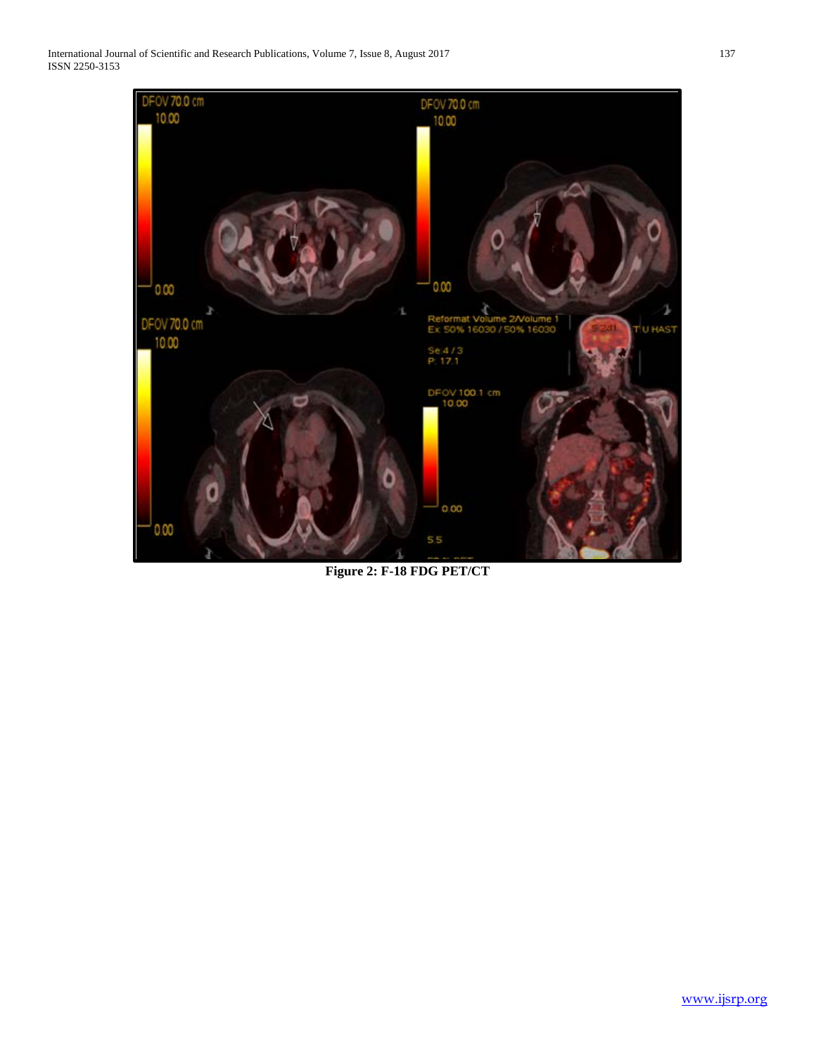Figure 2: F-18 FDG PET/CT